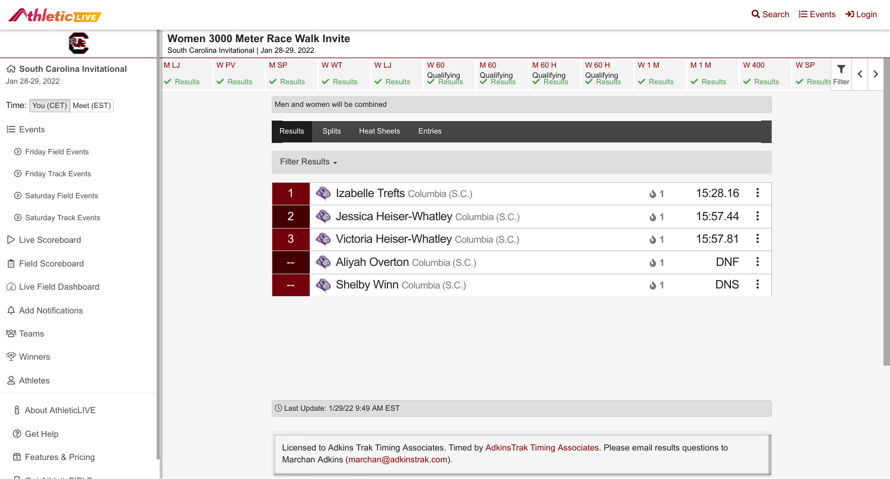AthleticLIVE

Search | Events | Login

**South Carolina Invitational**
Jan 28-29, 2022

Time: You (CET) | Meet (EST)

- Events
  - Friday Field Events
  - Friday Track Events
  - Saturday Field Events
  - Saturday Track Events
- Live Scoreboard
- Field Scoreboard
- Live Field Dashboard
- Add Notifications
- Teams
- Winners
- Athletes
- About AthleticLIVE
- Get Help
- Features & Pricing

# Women 3000 Meter Race Walk Invite

South Carolina Invitational | Jan 28-29, 2022

| M LJ | W PV | M SP | W WT | W LJ | W 60 Qualifying | M 60 Qualifying | M 60 H Qualifying | W 60 H Qualifying | W 1 M | M 1 M | W 400 | W SP |
|---|---|---|---|---|---|---|---|---|---|---|---|---|
| Results | Results | Results | Results | Results | Results | Results | Results | Results | Results | Results | Results | Results |

Filter

Men and women will be combined

Results | Splits | Heat Sheets | Entries

Filter Results

| Place | Athlete | Team | Heat | Time |
|---|---|---|---|---|
| 1 | Izabelle Trefts | Columbia (S.C.) | 1 | 15:28.16 |
| 2 | Jessica Heiser-Whatley | Columbia (S.C.) | 1 | 15:57.44 |
| 3 | Victoria Heiser-Whatley | Columbia (S.C.) | 1 | 15:57.81 |
| -- | Aliyah Overton | Columbia (S.C.) | 1 | DNF |
| -- | Shelby Winn | Columbia (S.C.) | 1 | DNS |

Last Update: 1/29/22 9:49 AM EST

Licensed to Adkins Trak Timing Associates. Timed by AdkinsTrak Timing Associates. Please email results questions to Marchan Adkins (marchan@adkinstrak.com).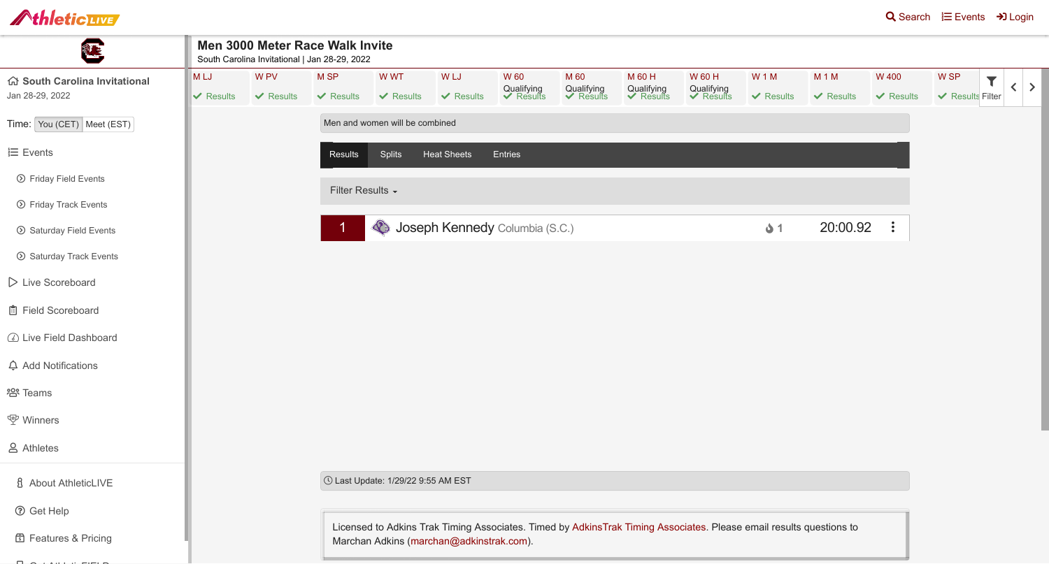# Men 3000 Meter Race Walk Invite

South Carolina Invitational | Jan 28-29, 2022

**South Carolina Invitational**
Jan 28-29, 2022

Time: You (CET) | Meet (EST)

- Events
  - Friday Field Events
  - Friday Track Events
  - Saturday Field Events
  - Saturday Track Events
- Live Scoreboard
- Field Scoreboard
- Live Field Dashboard
- Add Notifications
- Teams
- Winners
- Athletes

- About AthleticLIVE
- Get Help
- Features & Pricing

| M LJ | W PV | M SP | W WT | W LJ | W 60 Qualifying | M 60 Qualifying | M 60 H Qualifying | W 60 H Qualifying | W 1 M | M 1 M | W 400 | W SP |
|---|---|---|---|---|---|---|---|---|---|---|---|---|
| Results | Results | Results | Results | Results | Results | Results | Results | Results | Results | Results | Results | Results |

Men and women will be combined

Results | Splits | Heat Sheets | Entries

Filter Results

| | | | | |
|---|---|---|---|---|
| 1 | Joseph Kennedy | Columbia (S.C.) | 1 | 20:00.92 |

Last Update: 1/29/22 9:55 AM EST

Licensed to Adkins Trak Timing Associates. Timed by AdkinsTrak Timing Associates. Please email results questions to Marchan Adkins (marchan@adkinstrak.com).